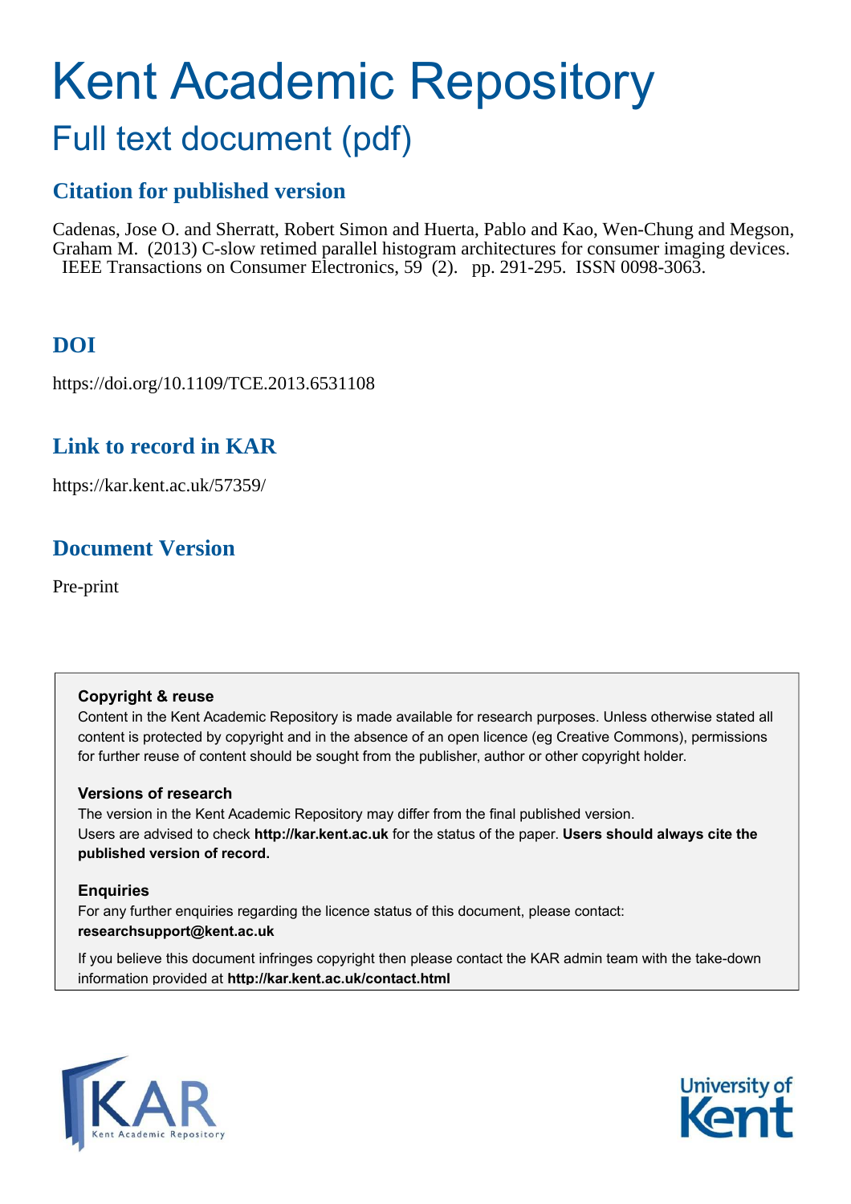# Kent Academic Repository

## Full text document (pdf)

### Citation for published version

Cadenas, Jose O. and Sherratt, Robert Simon and Huerta, Pablo and Kao, Wen-Chung and Megson, Graham M. (2013) C-slow retimed parallel histogram architectures for consumer imaging devices. IEEE Transactions on Consumer Electronics, 59 (2). pp. 291-295. ISSN 0098-3063.

### DOI

https://doi.org/10.1109/TCE.2013.6531108

### Link to record in KAR

https://kar.kent.ac.uk/57359/

### Document Version

Pre-print

**Copyright & reuse**

Content in the Kent Academic Repository is made available for research purposes. Unless otherwise stated all content is protected by copyright and in the absence of an open licence (eg Creative Commons), permissions for further reuse of content should be sought from the publisher, author or other copyright holder.

**Versions of research**

The version in the Kent Academic Repository may differ from the final published version.
Users are advised to check **http://kar.kent.ac.uk** for the status of the paper. **Users should always cite the published version of record.**

**Enquiries**

For any further enquiries regarding the licence status of this document, please contact:
**researchsupport@kent.ac.uk**

If you believe this document infringes copyright then please contact the KAR admin team with the take-down information provided at **http://kar.kent.ac.uk/contact.html**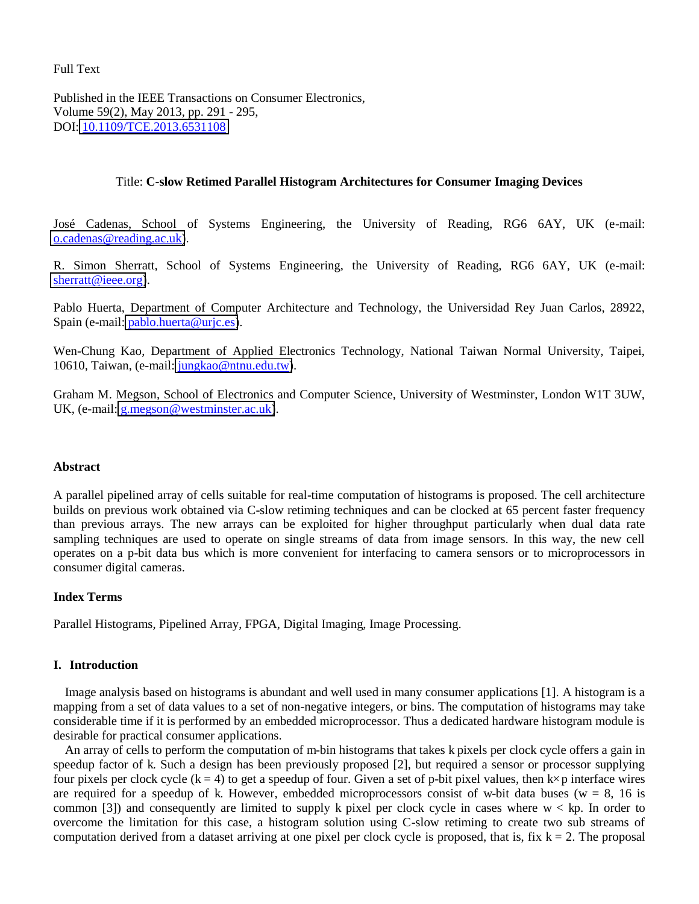Full Text

Published in the IEEE Transactions on Consumer Electronics,
Volume 59(2), May 2013, pp. 291 - 295,
DOI: [10.1109/TCE.2013.6531108](https://doi.org/10.1109/TCE.2013.6531108)

Title: **C-slow Retimed Parallel Histogram Architectures for Consumer Imaging Devices**

José Cadenas, School of Systems Engineering, the University of Reading, RG6 6AY, UK (e-mail: o.cadenas@reading.ac.uk).

R. Simon Sherratt, School of Systems Engineering, the University of Reading, RG6 6AY, UK (e-mail: sherratt@ieee.org).

Pablo Huerta, Department of Computer Architecture and Technology, the Universidad Rey Juan Carlos, 28922, Spain (e-mail: pablo.huerta@urjc.es).

Wen-Chung Kao, Department of Applied Electronics Technology, National Taiwan Normal University, Taipei, 10610, Taiwan, (e-mail: jungkao@ntnu.edu.tw).

Graham M. Megson, School of Electronics and Computer Science, University of Westminster, London W1T 3UW, UK, (e-mail: g.megson@westminster.ac.uk).

### Abstract

A parallel pipelined array of cells suitable for real-time computation of histograms is proposed. The cell architecture builds on previous work obtained via C-slow retiming techniques and can be clocked at 65 percent faster frequency than previous arrays. The new arrays can be exploited for higher throughput particularly when dual data rate sampling techniques are used to operate on single streams of data from image sensors. In this way, the new cell operates on a p-bit data bus which is more convenient for interfacing to camera sensors or to microprocessors in consumer digital cameras.

### Index Terms

Parallel Histograms, Pipelined Array, FPGA, Digital Imaging, Image Processing.

## I. Introduction

Image analysis based on histograms is abundant and well used in many consumer applications [1]. A histogram is a mapping from a set of data values to a set of non-negative integers, or bins. The computation of histograms may take considerable time if it is performed by an embedded microprocessor. Thus a dedicated hardware histogram module is desirable for practical consumer applications.

An array of cells to perform the computation of m-bin histograms that takes k pixels per clock cycle offers a gain in speedup factor of k. Such a design has been previously proposed [2], but required a sensor or processor supplying four pixels per clock cycle ($k = 4$) to get a speedup of four. Given a set of p-bit pixel values, then $k \times p$ interface wires are required for a speedup of k. However, embedded microprocessors consist of w-bit data buses ($w = 8$, 16 is common [3]) and consequently are limited to supply k pixel per clock cycle in cases where $w < kp$. In order to overcome the limitation for this case, a histogram solution using C-slow retiming to create two sub streams of computation derived from a dataset arriving at one pixel per clock cycle is proposed, that is, fix $k = 2$. The proposal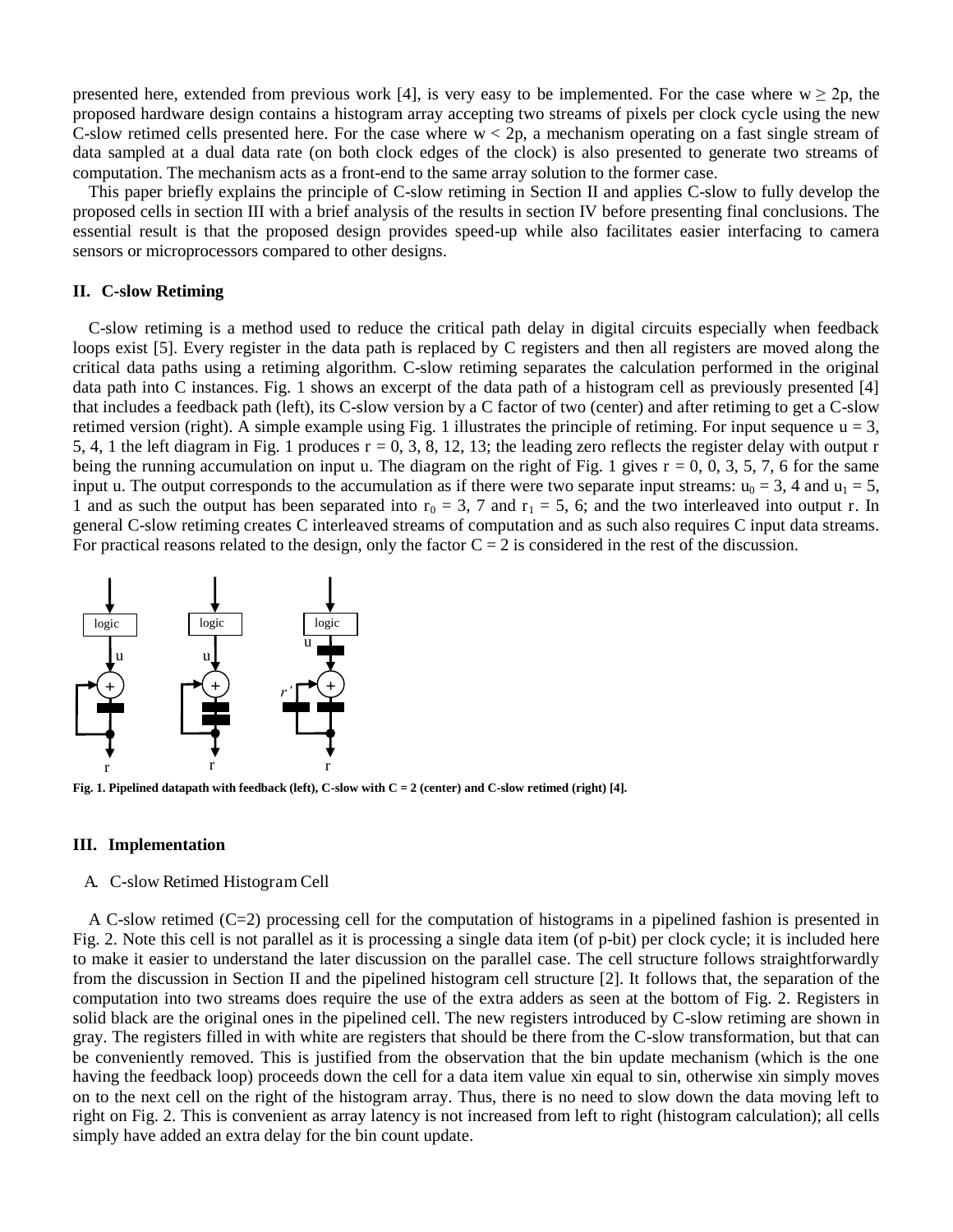presented here, extended from previous work [4], is very easy to be implemented. For the case where $w \geq 2p$, the proposed hardware design contains a histogram array accepting two streams of pixels per clock cycle using the new C-slow retimed cells presented here. For the case where $w < 2p$, a mechanism operating on a fast single stream of data sampled at a dual data rate (on both clock edges of the clock) is also presented to generate two streams of computation. The mechanism acts as a front-end to the same array solution to the former case.

This paper briefly explains the principle of C-slow retiming in Section II and applies C-slow to fully develop the proposed cells in section III with a brief analysis of the results in section IV before presenting final conclusions. The essential result is that the proposed design provides speed-up while also facilitates easier interfacing to camera sensors or microprocessors compared to other designs.

## II. C-slow Retiming

C-slow retiming is a method used to reduce the critical path delay in digital circuits especially when feedback loops exist [5]. Every register in the data path is replaced by C registers and then all registers are moved along the critical data paths using a retiming algorithm. C-slow retiming separates the calculation performed in the original data path into C instances. Fig. 1 shows an excerpt of the data path of a histogram cell as previously presented [4] that includes a feedback path (left), its C-slow version by a C factor of two (center) and after retiming to get a C-slow retimed version (right). A simple example using Fig. 1 illustrates the principle of retiming. For input sequence u = 3, 5, 4, 1 the left diagram in Fig. 1 produces r = 0, 3, 8, 12, 13; the leading zero reflects the register delay with output r being the running accumulation on input u. The diagram on the right of Fig. 1 gives r = 0, 0, 3, 5, 7, 6 for the same input u. The output corresponds to the accumulation as if there were two separate input streams: $u_0 = 3$, 4 and $u_1 = 5$, 1 and as such the output has been separated into $r_0 = 3$, 7 and $r_1 = 5$, 6; and the two interleaved into output r. In general C-slow retiming creates C interleaved streams of computation and as such also requires C input data streams. For practical reasons related to the design, only the factor C = 2 is considered in the rest of the discussion.

**Fig. 1. Pipelined datapath with feedback (left), C-slow with C = 2 (center) and C-slow retimed (right) [4].**

## III. Implementation

### A. C-slow Retimed Histogram Cell

A C-slow retimed (C=2) processing cell for the computation of histograms in a pipelined fashion is presented in Fig. 2. Note this cell is not parallel as it is processing a single data item (of p-bit) per clock cycle; it is included here to make it easier to understand the later discussion on the parallel case. The cell structure follows straightforwardly from the discussion in Section II and the pipelined histogram cell structure [2]. It follows that, the separation of the computation into two streams does require the use of the extra adders as seen at the bottom of Fig. 2. Registers in solid black are the original ones in the pipelined cell. The new registers introduced by C-slow retiming are shown in gray. The registers filled in with white are registers that should be there from the C-slow transformation, but that can be conveniently removed. This is justified from the observation that the bin update mechanism (which is the one having the feedback loop) proceeds down the cell for a data item value xin equal to sin, otherwise xin simply moves on to the next cell on the right of the histogram array. Thus, there is no need to slow down the data moving left to right on Fig. 2. This is convenient as array latency is not increased from left to right (histogram calculation); all cells simply have added an extra delay for the bin count update.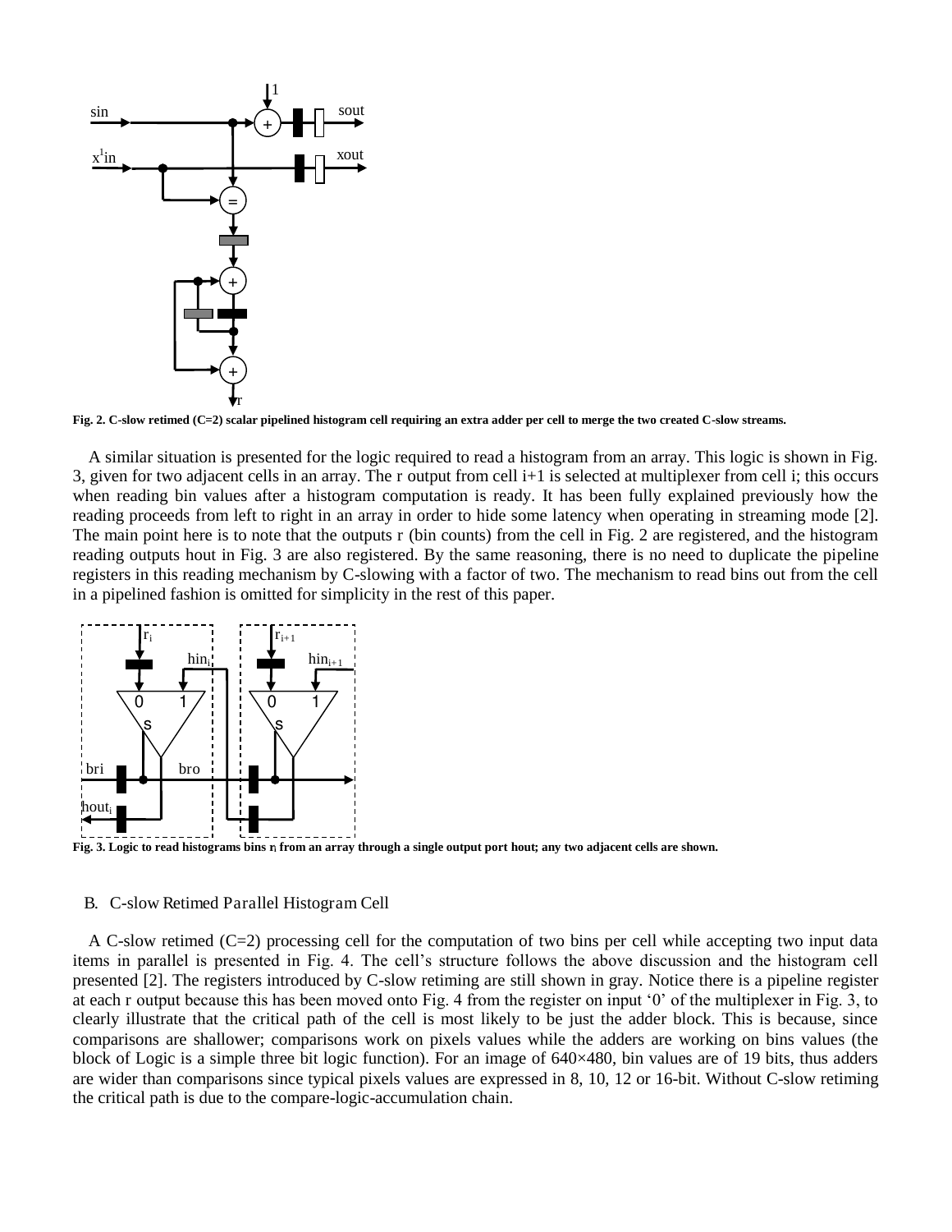Fig. 2. C-slow retimed (C=2) scalar pipelined histogram cell requiring an extra adder per cell to merge the two created C-slow streams.

A similar situation is presented for the logic required to read a histogram from an array. This logic is shown in Fig. 3, given for two adjacent cells in an array. The r output from cell i+1 is selected at multiplexer from cell i; this occurs when reading bin values after a histogram computation is ready. It has been fully explained previously how the reading proceeds from left to right in an array in order to hide some latency when operating in streaming mode [2]. The main point here is to note that the outputs r (bin counts) from the cell in Fig. 2 are registered, and the histogram reading outputs hout in Fig. 3 are also registered. By the same reasoning, there is no need to duplicate the pipeline registers in this reading mechanism by C-slowing with a factor of two. The mechanism to read bins out from the cell in a pipelined fashion is omitted for simplicity in the rest of this paper.

Fig. 3. Logic to read histograms bins $r_i$ from an array through a single output port hout; any two adjacent cells are shown.

## B. C-slow Retimed Parallel Histogram Cell

A C-slow retimed (C=2) processing cell for the computation of two bins per cell while accepting two input data items in parallel is presented in Fig. 4. The cell's structure follows the above discussion and the histogram cell presented [2]. The registers introduced by C-slow retiming are still shown in gray. Notice there is a pipeline register at each r output because this has been moved onto Fig. 4 from the register on input '0' of the multiplexer in Fig. 3, to clearly illustrate that the critical path of the cell is most likely to be just the adder block. This is because, since comparisons are shallower; comparisons work on pixels values while the adders are working on bins values (the block of Logic is a simple three bit logic function). For an image of 640×480, bin values are of 19 bits, thus adders are wider than comparisons since typical pixels values are expressed in 8, 10, 12 or 16-bit. Without C-slow retiming the critical path is due to the compare-logic-accumulation chain.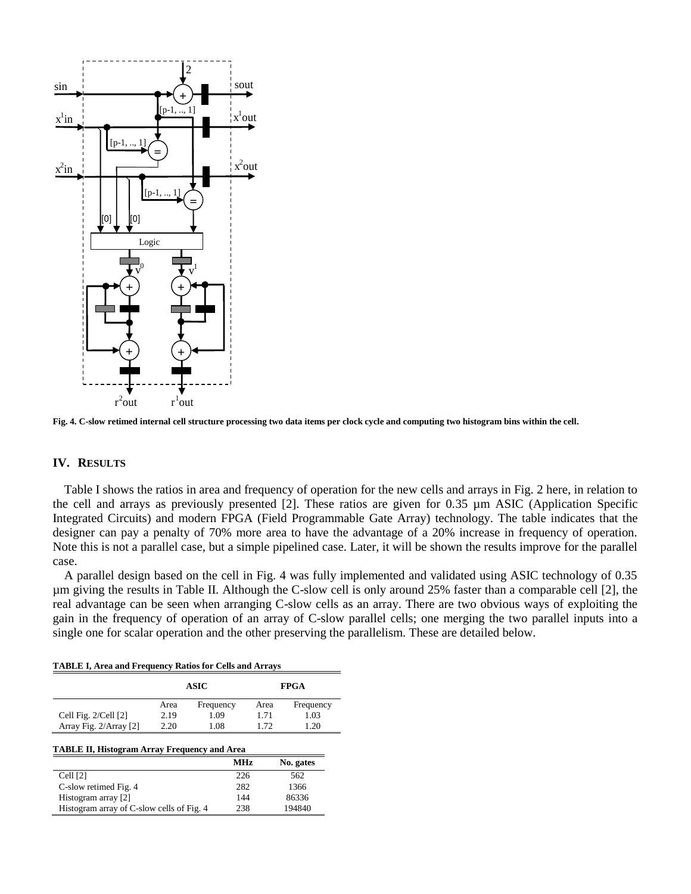Fig. 4. C-slow retimed internal cell structure processing two data items per clock cycle and computing two histogram bins within the cell.

## IV. RESULTS

Table I shows the ratios in area and frequency of operation for the new cells and arrays in Fig. 2 here, in relation to the cell and arrays as previously presented [2]. These ratios are given for 0.35 µm ASIC (Application Specific Integrated Circuits) and modern FPGA (Field Programmable Gate Array) technology. The table indicates that the designer can pay a penalty of 70% more area to have the advantage of a 20% increase in frequency of operation. Note this is not a parallel case, but a simple pipelined case. Later, it will be shown the results improve for the parallel case.

A parallel design based on the cell in Fig. 4 was fully implemented and validated using ASIC technology of 0.35 µm giving the results in Table II. Although the C-slow cell is only around 25% faster than a comparable cell [2], the real advantage can be seen when arranging C-slow cells as an array. There are two obvious ways of exploiting the gain in the frequency of operation of an array of C-slow parallel cells; one merging the two parallel inputs into a single one for scalar operation and the other preserving the parallelism. These are detailed below.

**TABLE I, Area and Frequency Ratios for Cells and Arrays**

| | ASIC | | FPGA | |
|---|---|---|---|---|
| | Area | Frequency | Area | Frequency |
| Cell Fig. 2/Cell [2] | 2.19 | 1.09 | 1.71 | 1.03 |
| Array Fig. 2/Array [2] | 2.20 | 1.08 | 1.72 | 1.20 |

**TABLE II, Histogram Array Frequency and Area**

| | MHz | No. gates |
|---|---|---|
| Cell [2] | 226 | 562 |
| C-slow retimed Fig. 4 | 282 | 1366 |
| Histogram array [2] | 144 | 86336 |
| Histogram array of C-slow cells of Fig. 4 | 238 | 194840 |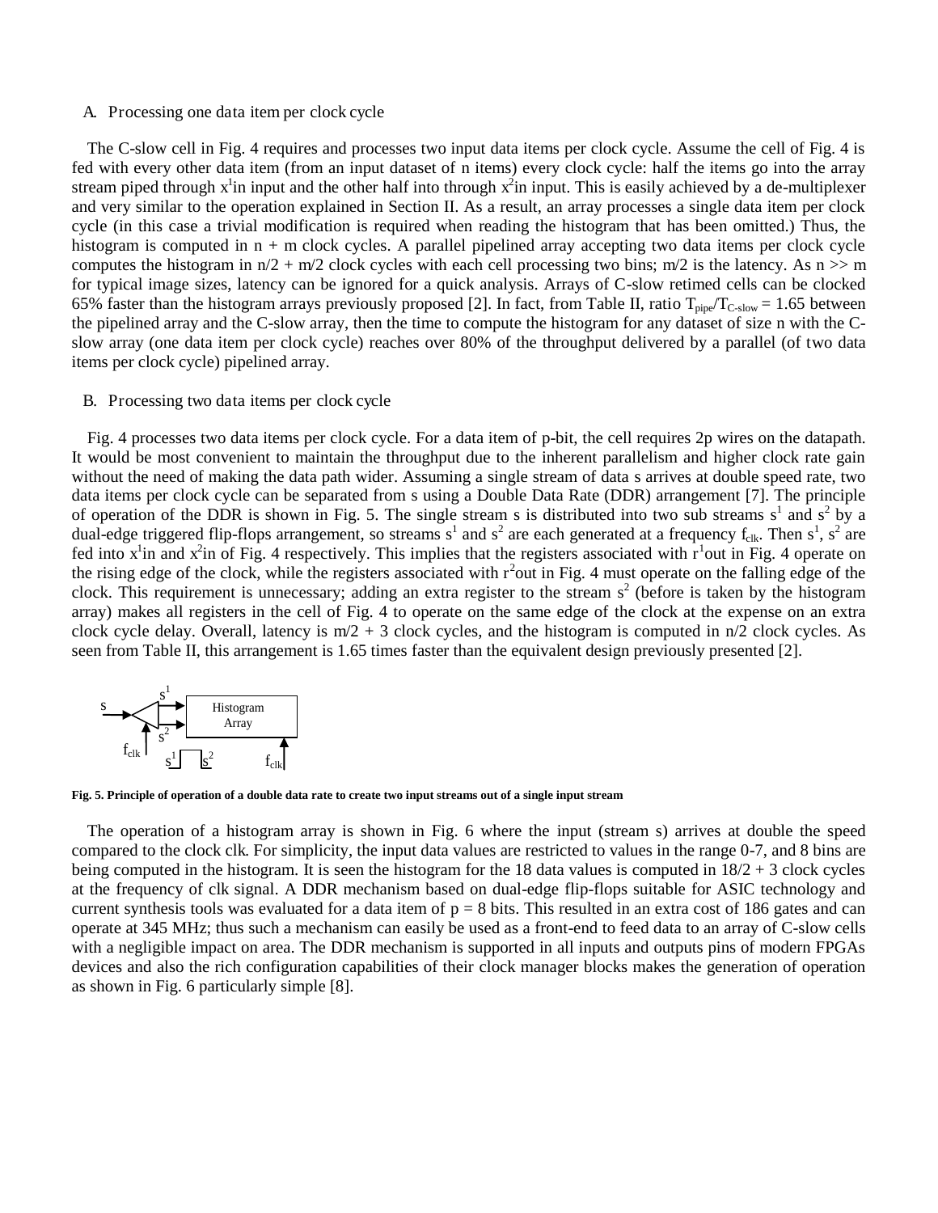### A. Processing one data item per clock cycle

The C-slow cell in Fig. 4 requires and processes two input data items per clock cycle. Assume the cell of Fig. 4 is fed with every other data item (from an input dataset of n items) every clock cycle: half the items go into the array stream piped through $x^1$in input and the other half into through $x^2$in input. This is easily achieved by a de-multiplexer and very similar to the operation explained in Section II. As a result, an array processes a single data item per clock cycle (in this case a trivial modification is required when reading the histogram that has been omitted.) Thus, the histogram is computed in n + m clock cycles. A parallel pipelined array accepting two data items per clock cycle computes the histogram in n/2 + m/2 clock cycles with each cell processing two bins; m/2 is the latency. As n >> m for typical image sizes, latency can be ignored for a quick analysis. Arrays of C-slow retimed cells can be clocked 65% faster than the histogram arrays previously proposed [2]. In fact, from Table II, ratio $T_{pipe}/T_{C\text{-}slow} = 1.65$ between the pipelined array and the C-slow array, then the time to compute the histogram for any dataset of size n with the C-slow array (one data item per clock cycle) reaches over 80% of the throughput delivered by a parallel (of two data items per clock cycle) pipelined array.

### B. Processing two data items per clock cycle

Fig. 4 processes two data items per clock cycle. For a data item of p-bit, the cell requires 2p wires on the datapath. It would be most convenient to maintain the throughput due to the inherent parallelism and higher clock rate gain without the need of making the data path wider. Assuming a single stream of data s arrives at double speed rate, two data items per clock cycle can be separated from s using a Double Data Rate (DDR) arrangement [7]. The principle of operation of the DDR is shown in Fig. 5. The single stream s is distributed into two sub streams $s^1$ and $s^2$ by a dual-edge triggered flip-flops arrangement, so streams $s^1$ and $s^2$ are each generated at a frequency $f_{clk}$. Then $s^1$, $s^2$ are fed into $x^1$in and $x^2$in of Fig. 4 respectively. This implies that the registers associated with $r^1$out in Fig. 4 operate on the rising edge of the clock, while the registers associated with $r^2$out in Fig. 4 must operate on the falling edge of the clock. This requirement is unnecessary; adding an extra register to the stream $s^2$ (before is taken by the histogram array) makes all registers in the cell of Fig. 4 to operate on the same edge of the clock at the expense on an extra clock cycle delay. Overall, latency is m/2 + 3 clock cycles, and the histogram is computed in n/2 clock cycles. As seen from Table II, this arrangement is 1.65 times faster than the equivalent design previously presented [2].

**Fig. 5. Principle of operation of a double data rate to create two input streams out of a single input stream**

The operation of a histogram array is shown in Fig. 6 where the input (stream s) arrives at double the speed compared to the clock clk. For simplicity, the input data values are restricted to values in the range 0-7, and 8 bins are being computed in the histogram. It is seen the histogram for the 18 data values is computed in 18/2 + 3 clock cycles at the frequency of clk signal. A DDR mechanism based on dual-edge flip-flops suitable for ASIC technology and current synthesis tools was evaluated for a data item of p = 8 bits. This resulted in an extra cost of 186 gates and can operate at 345 MHz; thus such a mechanism can easily be used as a front-end to feed data to an array of C-slow cells with a negligible impact on area. The DDR mechanism is supported in all inputs and outputs pins of modern FPGAs devices and also the rich configuration capabilities of their clock manager blocks makes the generation of operation as shown in Fig. 6 particularly simple [8].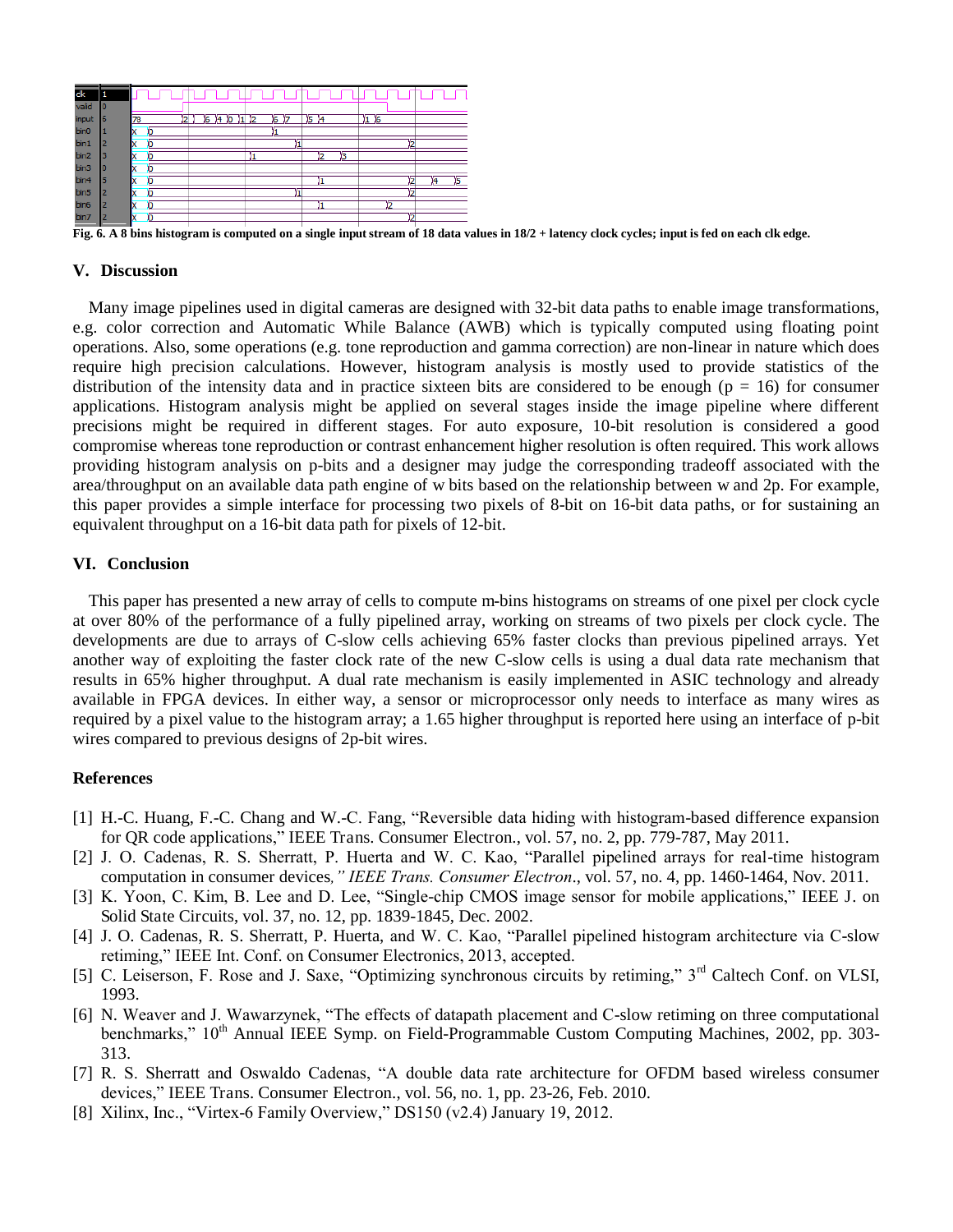Fig. 6. A 8 bins histogram is computed on a single input stream of 18 data values in 18/2 + latency clock cycles; input is fed on each clk edge.

## V. Discussion

Many image pipelines used in digital cameras are designed with 32-bit data paths to enable image transformations, e.g. color correction and Automatic While Balance (AWB) which is typically computed using floating point operations. Also, some operations (e.g. tone reproduction and gamma correction) are non-linear in nature which does require high precision calculations. However, histogram analysis is mostly used to provide statistics of the distribution of the intensity data and in practice sixteen bits are considered to be enough ($p = 16$) for consumer applications. Histogram analysis might be applied on several stages inside the image pipeline where different precisions might be required in different stages. For auto exposure, 10-bit resolution is considered a good compromise whereas tone reproduction or contrast enhancement higher resolution is often required. This work allows providing histogram analysis on p-bits and a designer may judge the corresponding tradeoff associated with the area/throughput on an available data path engine of w bits based on the relationship between w and 2p. For example, this paper provides a simple interface for processing two pixels of 8-bit on 16-bit data paths, or for sustaining an equivalent throughput on a 16-bit data path for pixels of 12-bit.

## VI. Conclusion

This paper has presented a new array of cells to compute m-bins histograms on streams of one pixel per clock cycle at over 80% of the performance of a fully pipelined array, working on streams of two pixels per clock cycle. The developments are due to arrays of C-slow cells achieving 65% faster clocks than previous pipelined arrays. Yet another way of exploiting the faster clock rate of the new C-slow cells is using a dual data rate mechanism that results in 65% higher throughput. A dual rate mechanism is easily implemented in ASIC technology and already available in FPGA devices. In either way, a sensor or microprocessor only needs to interface as many wires as required by a pixel value to the histogram array; a 1.65 higher throughput is reported here using an interface of p-bit wires compared to previous designs of 2p-bit wires.

## References

[1] H.-C. Huang, F.-C. Chang and W.-C. Fang, "Reversible data hiding with histogram-based difference expansion for QR code applications," IEEE Trans. Consumer Electron., vol. 57, no. 2, pp. 779-787, May 2011.

[2] J. O. Cadenas, R. S. Sherratt, P. Huerta and W. C. Kao, "Parallel pipelined arrays for real-time histogram computation in consumer devices*," IEEE Trans. Consumer Electron*., vol. 57, no. 4, pp. 1460-1464, Nov. 2011.

[3] K. Yoon, C. Kim, B. Lee and D. Lee, "Single-chip CMOS image sensor for mobile applications," IEEE J. on Solid State Circuits, vol. 37, no. 12, pp. 1839-1845, Dec. 2002.

[4] J. O. Cadenas, R. S. Sherratt, P. Huerta, and W. C. Kao, "Parallel pipelined histogram architecture via C-slow retiming," IEEE Int. Conf. on Consumer Electronics, 2013, accepted.

[5] C. Leiserson, F. Rose and J. Saxe, "Optimizing synchronous circuits by retiming," 3rd Caltech Conf. on VLSI, 1993.

[6] N. Weaver and J. Wawarzynek, "The effects of datapath placement and C-slow retiming on three computational benchmarks," 10th Annual IEEE Symp. on Field-Programmable Custom Computing Machines, 2002, pp. 303-313.

[7] R. S. Sherratt and Oswaldo Cadenas, "A double data rate architecture for OFDM based wireless consumer devices," IEEE Trans. Consumer Electron., vol. 56, no. 1, pp. 23-26, Feb. 2010.

[8] Xilinx, Inc., "Virtex-6 Family Overview," DS150 (v2.4) January 19, 2012.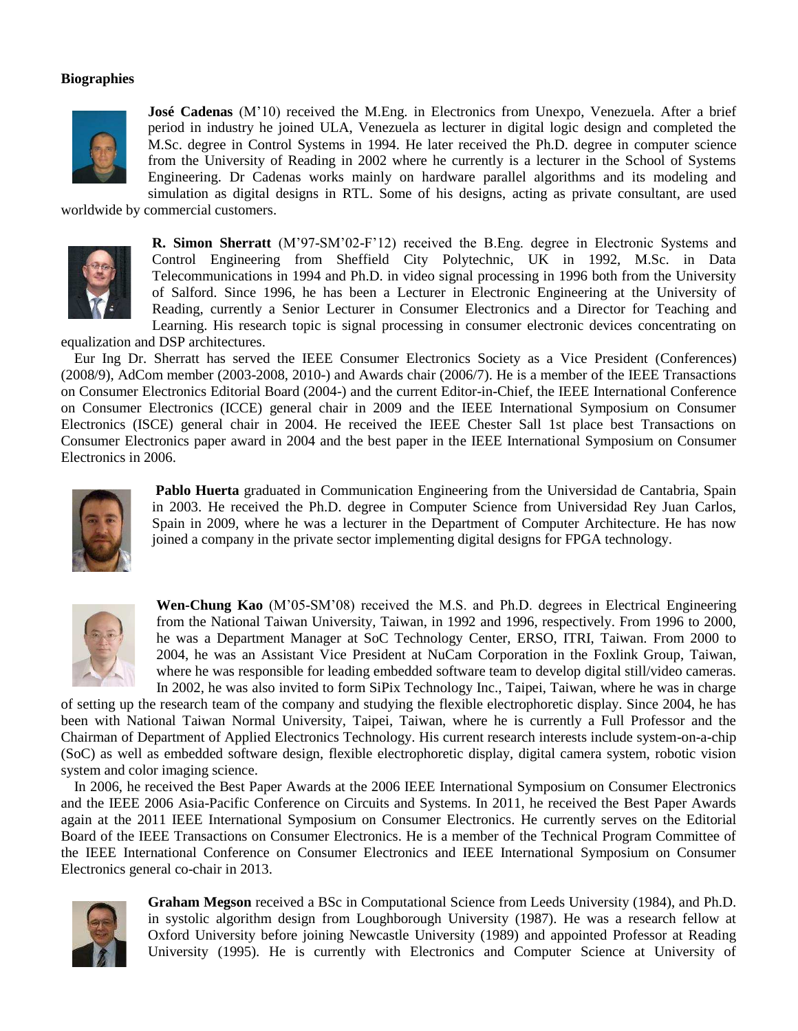**Biographies**

**José Cadenas** (M'10) received the M.Eng. in Electronics from Unexpo, Venezuela. After a brief period in industry he joined ULA, Venezuela as lecturer in digital logic design and completed the M.Sc. degree in Control Systems in 1994. He later received the Ph.D. degree in computer science from the University of Reading in 2002 where he currently is a lecturer in the School of Systems Engineering. Dr Cadenas works mainly on hardware parallel algorithms and its modeling and simulation as digital designs in RTL. Some of his designs, acting as private consultant, are used worldwide by commercial customers.

**R. Simon Sherratt** (M'97-SM'02-F'12) received the B.Eng. degree in Electronic Systems and Control Engineering from Sheffield City Polytechnic, UK in 1992, M.Sc. in Data Telecommunications in 1994 and Ph.D. in video signal processing in 1996 both from the University of Salford. Since 1996, he has been a Lecturer in Electronic Engineering at the University of Reading, currently a Senior Lecturer in Consumer Electronics and a Director for Teaching and Learning. His research topic is signal processing in consumer electronic devices concentrating on equalization and DSP architectures.

Eur Ing Dr. Sherratt has served the IEEE Consumer Electronics Society as a Vice President (Conferences) (2008/9), AdCom member (2003-2008, 2010-) and Awards chair (2006/7). He is a member of the IEEE Transactions on Consumer Electronics Editorial Board (2004-) and the current Editor-in-Chief, the IEEE International Conference on Consumer Electronics (ICCE) general chair in 2009 and the IEEE International Symposium on Consumer Electronics (ISCE) general chair in 2004. He received the IEEE Chester Sall 1st place best Transactions on Consumer Electronics paper award in 2004 and the best paper in the IEEE International Symposium on Consumer Electronics in 2006.

**Pablo Huerta** graduated in Communication Engineering from the Universidad de Cantabria, Spain in 2003. He received the Ph.D. degree in Computer Science from Universidad Rey Juan Carlos, Spain in 2009, where he was a lecturer in the Department of Computer Architecture. He has now joined a company in the private sector implementing digital designs for FPGA technology.

**Wen-Chung Kao** (M'05-SM'08) received the M.S. and Ph.D. degrees in Electrical Engineering from the National Taiwan University, Taiwan, in 1992 and 1996, respectively. From 1996 to 2000, he was a Department Manager at SoC Technology Center, ERSO, ITRI, Taiwan. From 2000 to 2004, he was an Assistant Vice President at NuCam Corporation in the Foxlink Group, Taiwan, where he was responsible for leading embedded software team to develop digital still/video cameras. In 2002, he was also invited to form SiPix Technology Inc., Taipei, Taiwan, where he was in charge of setting up the research team of the company and studying the flexible electrophoretic display. Since 2004, he has been with National Taiwan Normal University, Taipei, Taiwan, where he is currently a Full Professor and the Chairman of Department of Applied Electronics Technology. His current research interests include system-on-a-chip (SoC) as well as embedded software design, flexible electrophoretic display, digital camera system, robotic vision system and color imaging science.

In 2006, he received the Best Paper Awards at the 2006 IEEE International Symposium on Consumer Electronics and the IEEE 2006 Asia-Pacific Conference on Circuits and Systems. In 2011, he received the Best Paper Awards again at the 2011 IEEE International Symposium on Consumer Electronics. He currently serves on the Editorial Board of the IEEE Transactions on Consumer Electronics. He is a member of the Technical Program Committee of the IEEE International Conference on Consumer Electronics and IEEE International Symposium on Consumer Electronics general co-chair in 2013.

**Graham Megson** received a BSc in Computational Science from Leeds University (1984), and Ph.D. in systolic algorithm design from Loughborough University (1987). He was a research fellow at Oxford University before joining Newcastle University (1989) and appointed Professor at Reading University (1995). He is currently with Electronics and Computer Science at University of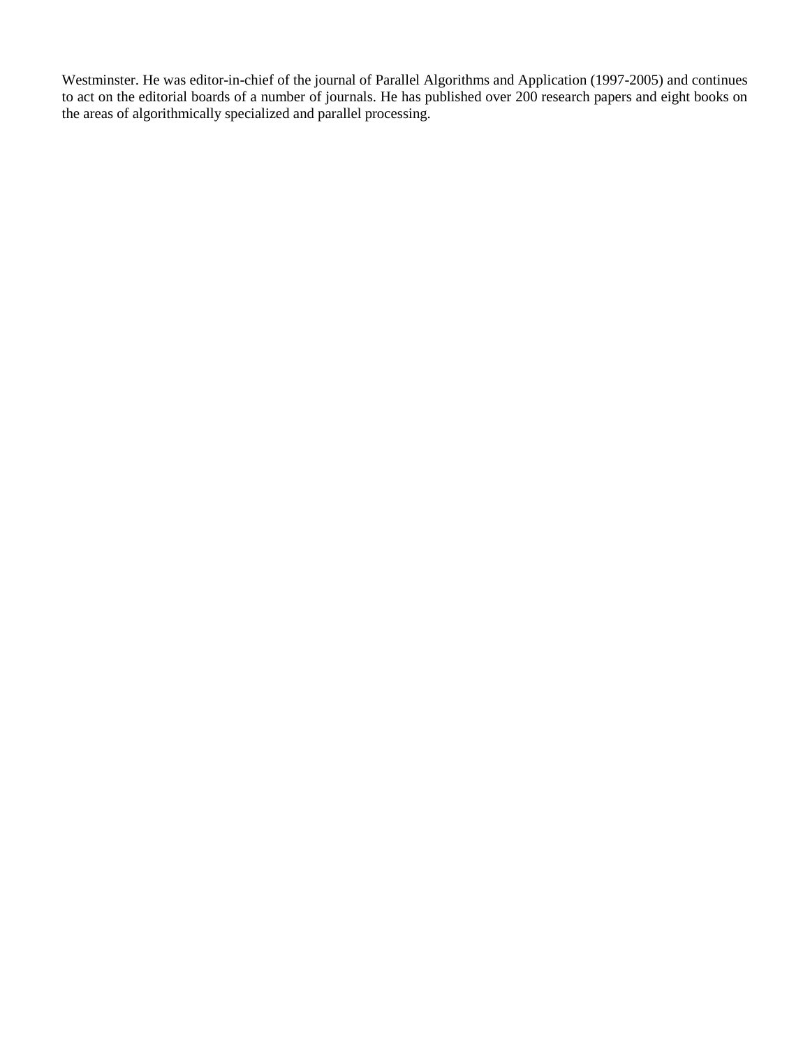Westminster. He was editor-in-chief of the journal of Parallel Algorithms and Application (1997-2005) and continues to act on the editorial boards of a number of journals. He has published over 200 research papers and eight books on the areas of algorithmically specialized and parallel processing.